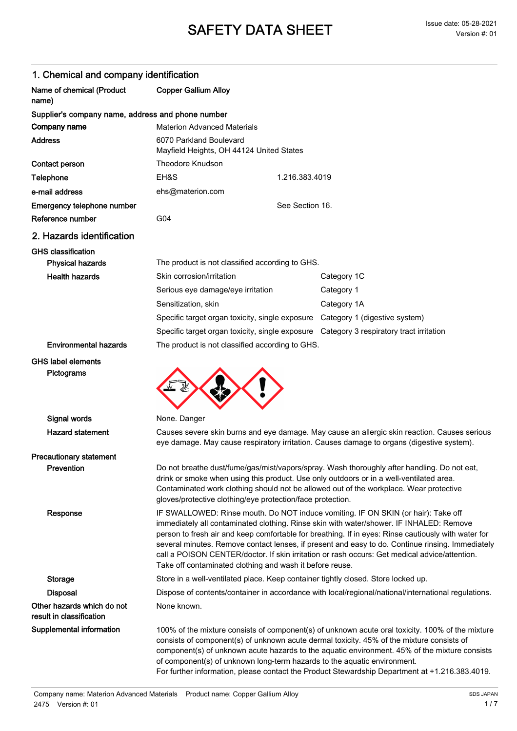# SAFETY DATA SHEET

Issue date: 05-28-2021
Version #: 01

## 1. Chemical and company identification

| | | |
|---|---|---|
| **Name of chemical (Product name)** | **Copper Gallium Alloy** | |
| **Supplier's company name, address and phone number** | | |
| **Company name** | Materion Advanced Materials | |
| **Address** | 6070 Parkland Boulevard<br>Mayfield Heights, OH 44124 United States | |
| **Contact person** | Theodore Knudson | |
| **Telephone** | EH&S | 1.216.383.4019 |
| **e-mail address** | ehs@materion.com | |
| **Emergency telephone number** | | See Section 16. |
| **Reference number** | G04 | |

## 2. Hazards identification

**GHS classification**

| | | |
|---|---|---|
| **Physical hazards** | The product is not classified according to GHS. | |
| **Health hazards** | Skin corrosion/irritation | Category 1C |
| | Serious eye damage/eye irritation | Category 1 |
| | Sensitization, skin | Category 1A |
| | Specific target organ toxicity, single exposure | Category 1 (digestive system) |
| | Specific target organ toxicity, single exposure | Category 3 respiratory tract irritation |
| **Environmental hazards** | The product is not classified according to GHS. | |

**GHS label elements**

**Pictograms**

**Signal words** None. Danger

**Hazard statement** Causes severe skin burns and eye damage. May cause an allergic skin reaction. Causes serious eye damage. May cause respiratory irritation. Causes damage to organs (digestive system).

**Precautionary statement**

**Prevention** Do not breathe dust/fume/gas/mist/vapors/spray. Wash thoroughly after handling. Do not eat, drink or smoke when using this product. Use only outdoors or in a well-ventilated area. Contaminated work clothing should not be allowed out of the workplace. Wear protective gloves/protective clothing/eye protection/face protection.

**Response** IF SWALLOWED: Rinse mouth. Do NOT induce vomiting. IF ON SKIN (or hair): Take off immediately all contaminated clothing. Rinse skin with water/shower. IF INHALED: Remove person to fresh air and keep comfortable for breathing. If in eyes: Rinse cautiously with water for several minutes. Remove contact lenses, if present and easy to do. Continue rinsing. Immediately call a POISON CENTER/doctor. If skin irritation or rash occurs: Get medical advice/attention. Take off contaminated clothing and wash it before reuse.

**Storage** Store in a well-ventilated place. Keep container tightly closed. Store locked up.

**Disposal** Dispose of contents/container in accordance with local/regional/national/international regulations.

**Other hazards which do not result in classification** None known.

**Supplemental information** 100% of the mixture consists of component(s) of unknown acute oral toxicity. 100% of the mixture consists of component(s) of unknown acute dermal toxicity. 45% of the mixture consists of component(s) of unknown acute hazards to the aquatic environment. 45% of the mixture consists of component(s) of unknown long-term hazards to the aquatic environment.
For further information, please contact the Product Stewardship Department at +1.216.383.4019.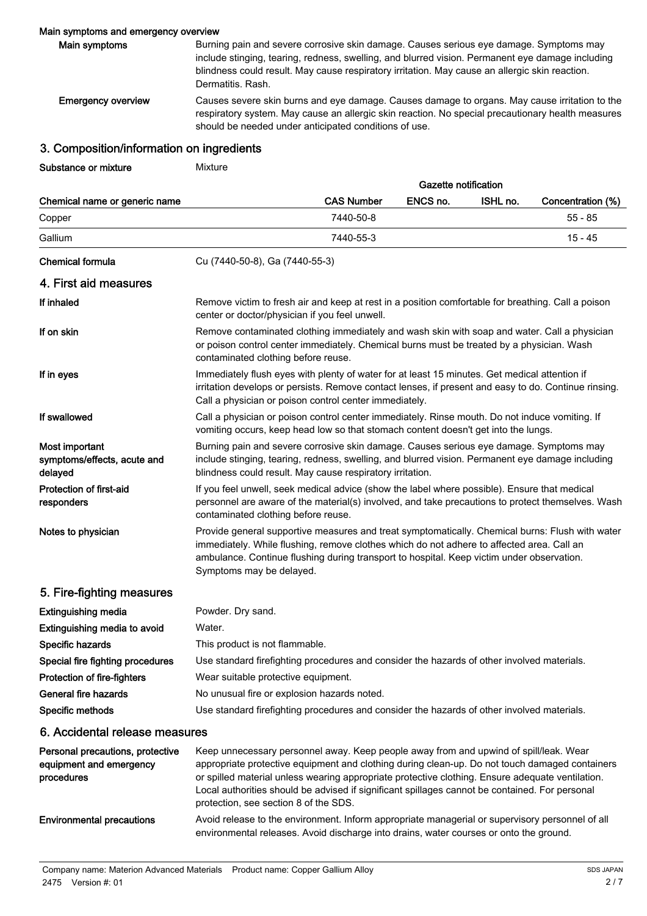**Main symptoms and emergency overview**

| | |
|---|---|
| **Main symptoms** | Burning pain and severe corrosive skin damage. Causes serious eye damage. Symptoms may include stinging, tearing, redness, swelling, and blurred vision. Permanent eye damage including blindness could result. May cause respiratory irritation. May cause an allergic skin reaction. Dermatitis. Rash. |
| **Emergency overview** | Causes severe skin burns and eye damage. Causes damage to organs. May cause irritation to the respiratory system. May cause an allergic skin reaction. No special precautionary health measures should be needed under anticipated conditions of use. |

## 3. Composition/information on ingredients

**Substance or mixture** Mixture

| | | Gazette notification | | |
|---|---|---|---|---|
| **Chemical name or generic name** | **CAS Number** | **ENCS no.** | **ISHL no.** | **Concentration (%)** |
| Copper | 7440-50-8 | | | 55 - 85 |
| Gallium | 7440-55-3 | | | 15 - 45 |

**Chemical formula** Cu (7440-50-8), Ga (7440-55-3)

## 4. First aid measures

| | |
|---|---|
| **If inhaled** | Remove victim to fresh air and keep at rest in a position comfortable for breathing. Call a poison center or doctor/physician if you feel unwell. |
| **If on skin** | Remove contaminated clothing immediately and wash skin with soap and water. Call a physician or poison control center immediately. Chemical burns must be treated by a physician. Wash contaminated clothing before reuse. |
| **If in eyes** | Immediately flush eyes with plenty of water for at least 15 minutes. Get medical attention if irritation develops or persists. Remove contact lenses, if present and easy to do. Continue rinsing. Call a physician or poison control center immediately. |
| **If swallowed** | Call a physician or poison control center immediately. Rinse mouth. Do not induce vomiting. If vomiting occurs, keep head low so that stomach content doesn't get into the lungs. |
| **Most important symptoms/effects, acute and delayed** | Burning pain and severe corrosive skin damage. Causes serious eye damage. Symptoms may include stinging, tearing, redness, swelling, and blurred vision. Permanent eye damage including blindness could result. May cause respiratory irritation. |
| **Protection of first-aid responders** | If you feel unwell, seek medical advice (show the label where possible). Ensure that medical personnel are aware of the material(s) involved, and take precautions to protect themselves. Wash contaminated clothing before reuse. |
| **Notes to physician** | Provide general supportive measures and treat symptomatically. Chemical burns: Flush with water immediately. While flushing, remove clothes which do not adhere to affected area. Call an ambulance. Continue flushing during transport to hospital. Keep victim under observation. Symptoms may be delayed. |

## 5. Fire-fighting measures

| | |
|---|---|
| **Extinguishing media** | Powder. Dry sand. |
| **Extinguishing media to avoid** | Water. |
| **Specific hazards** | This product is not flammable. |
| **Special fire fighting procedures** | Use standard firefighting procedures and consider the hazards of other involved materials. |
| **Protection of fire-fighters** | Wear suitable protective equipment. |
| **General fire hazards** | No unusual fire or explosion hazards noted. |
| **Specific methods** | Use standard firefighting procedures and consider the hazards of other involved materials. |

## 6. Accidental release measures

| | |
|---|---|
| **Personal precautions, protective equipment and emergency procedures** | Keep unnecessary personnel away. Keep people away from and upwind of spill/leak. Wear appropriate protective equipment and clothing during clean-up. Do not touch damaged containers or spilled material unless wearing appropriate protective clothing. Ensure adequate ventilation. Local authorities should be advised if significant spillages cannot be contained. For personal protection, see section 8 of the SDS. |
| **Environmental precautions** | Avoid release to the environment. Inform appropriate managerial or supervisory personnel of all environmental releases. Avoid discharge into drains, water courses or onto the ground. |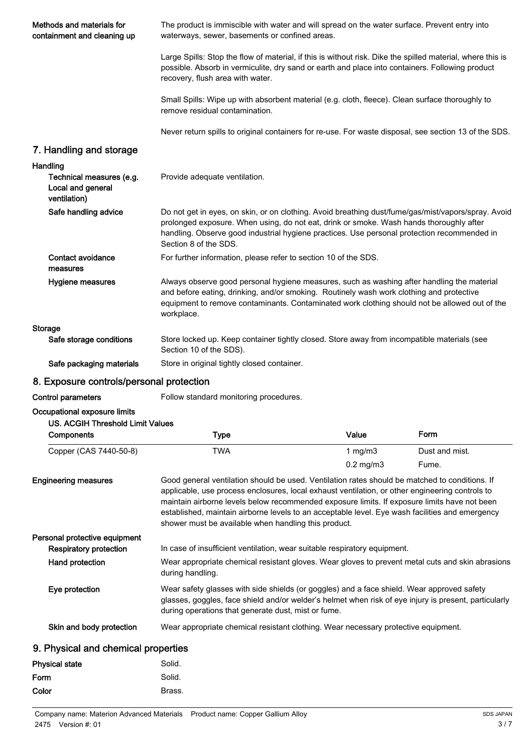**Methods and materials for containment and cleaning up**

The product is immiscible with water and will spread on the water surface. Prevent entry into waterways, sewer, basements or confined areas.

Large Spills: Stop the flow of material, if this is without risk. Dike the spilled material, where this is possible. Absorb in vermiculite, dry sand or earth and place into containers. Following product recovery, flush area with water.

Small Spills: Wipe up with absorbent material (e.g. cloth, fleece). Clean surface thoroughly to remove residual contamination.

Never return spills to original containers for re-use. For waste disposal, see section 13 of the SDS.

## 7. Handling and storage

**Handling**

**Technical measures (e.g. Local and general ventilation)**
Provide adequate ventilation.

**Safe handling advice**
Do not get in eyes, on skin, or on clothing. Avoid breathing dust/fume/gas/mist/vapors/spray. Avoid prolonged exposure. When using, do not eat, drink or smoke. Wash hands thoroughly after handling. Observe good industrial hygiene practices. Use personal protection recommended in Section 8 of the SDS.

**Contact avoidance measures**
For further information, please refer to section 10 of the SDS.

**Hygiene measures**
Always observe good personal hygiene measures, such as washing after handling the material and before eating, drinking, and/or smoking. Routinely wash work clothing and protective equipment to remove contaminants. Contaminated work clothing should not be allowed out of the workplace.

**Storage**

**Safe storage conditions**
Store locked up. Keep container tightly closed. Store away from incompatible materials (see Section 10 of the SDS).

**Safe packaging materials**
Store in original tightly closed container.

## 8. Exposure controls/personal protection

**Control parameters**
Follow standard monitoring procedures.

**Occupational exposure limits**

**US. ACGIH Threshold Limit Values**

| Components | Type | Value | Form |
|---|---|---|---|
| Copper (CAS 7440-50-8) | TWA | 1 mg/m3 | Dust and mist. |
| | | 0.2 mg/m3 | Fume. |

**Engineering measures**
Good general ventilation should be used. Ventilation rates should be matched to conditions. If applicable, use process enclosures, local exhaust ventilation, or other engineering controls to maintain airborne levels below recommended exposure limits. If exposure limits have not been established, maintain airborne levels to an acceptable level. Eye wash facilities and emergency shower must be available when handling this product.

**Personal protective equipment**

**Respiratory protection**
In case of insufficient ventilation, wear suitable respiratory equipment.

**Hand protection**
Wear appropriate chemical resistant gloves. Wear gloves to prevent metal cuts and skin abrasions during handling.

**Eye protection**
Wear safety glasses with side shields (or goggles) and a face shield. Wear approved safety glasses, goggles, face shield and/or welder's helmet when risk of eye injury is present, particularly during operations that generate dust, mist or fume.

**Skin and body protection**
Wear appropriate chemical resistant clothing. Wear necessary protective equipment.

## 9. Physical and chemical properties

| | |
|---|---|
| **Physical state** | Solid. |
| **Form** | Solid. |
| **Color** | Brass. |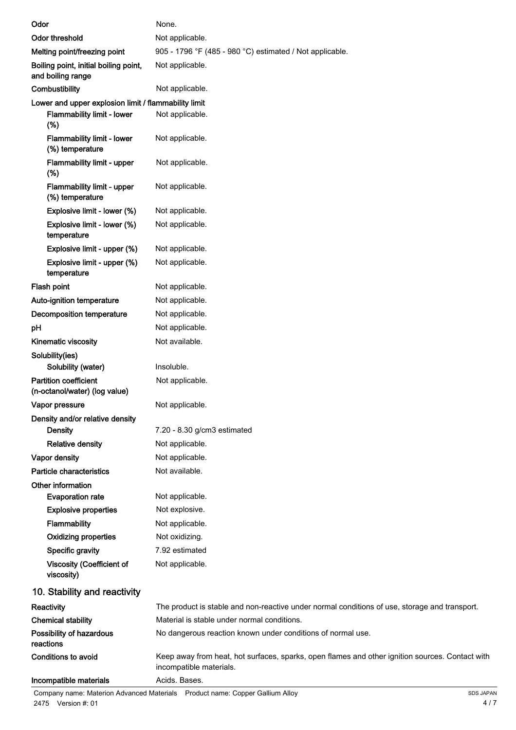| | |
|---|---|
| **Odor** | None. |
| **Odor threshold** | Not applicable. |
| **Melting point/freezing point** | 905 - 1796 °F (485 - 980 °C) estimated / Not applicable. |
| **Boiling point, initial boiling point, and boiling range** | Not applicable. |
| **Combustibility** | Not applicable. |
| **Lower and upper explosion limit / flammability limit** | |
| **Flammability limit - lower (%)** | Not applicable. |
| **Flammability limit - lower (%) temperature** | Not applicable. |
| **Flammability limit - upper (%)** | Not applicable. |
| **Flammability limit - upper (%) temperature** | Not applicable. |
| **Explosive limit - lower (%)** | Not applicable. |
| **Explosive limit - lower (%) temperature** | Not applicable. |
| **Explosive limit - upper (%)** | Not applicable. |
| **Explosive limit - upper (%) temperature** | Not applicable. |
| **Flash point** | Not applicable. |
| **Auto-ignition temperature** | Not applicable. |
| **Decomposition temperature** | Not applicable. |
| **pH** | Not applicable. |
| **Kinematic viscosity** | Not available. |
| **Solubility(ies)** | |
| **Solubility (water)** | Insoluble. |
| **Partition coefficient (n-octanol/water) (log value)** | Not applicable. |
| **Vapor pressure** | Not applicable. |
| **Density and/or relative density** | |
| **Density** | 7.20 - 8.30 g/cm3 estimated |
| **Relative density** | Not applicable. |
| **Vapor density** | Not applicable. |
| **Particle characteristics** | Not available. |
| **Other information** | |
| **Evaporation rate** | Not applicable. |
| **Explosive properties** | Not explosive. |
| **Flammability** | Not applicable. |
| **Oxidizing properties** | Not oxidizing. |
| **Specific gravity** | 7.92 estimated |
| **Viscosity (Coefficient of viscosity)** | Not applicable. |

## 10. Stability and reactivity

| | |
|---|---|
| **Reactivity** | The product is stable and non-reactive under normal conditions of use, storage and transport. |
| **Chemical stability** | Material is stable under normal conditions. |
| **Possibility of hazardous reactions** | No dangerous reaction known under conditions of normal use. |
| **Conditions to avoid** | Keep away from heat, hot surfaces, sparks, open flames and other ignition sources. Contact with incompatible materials. |
| **Incompatible materials** | Acids. Bases. |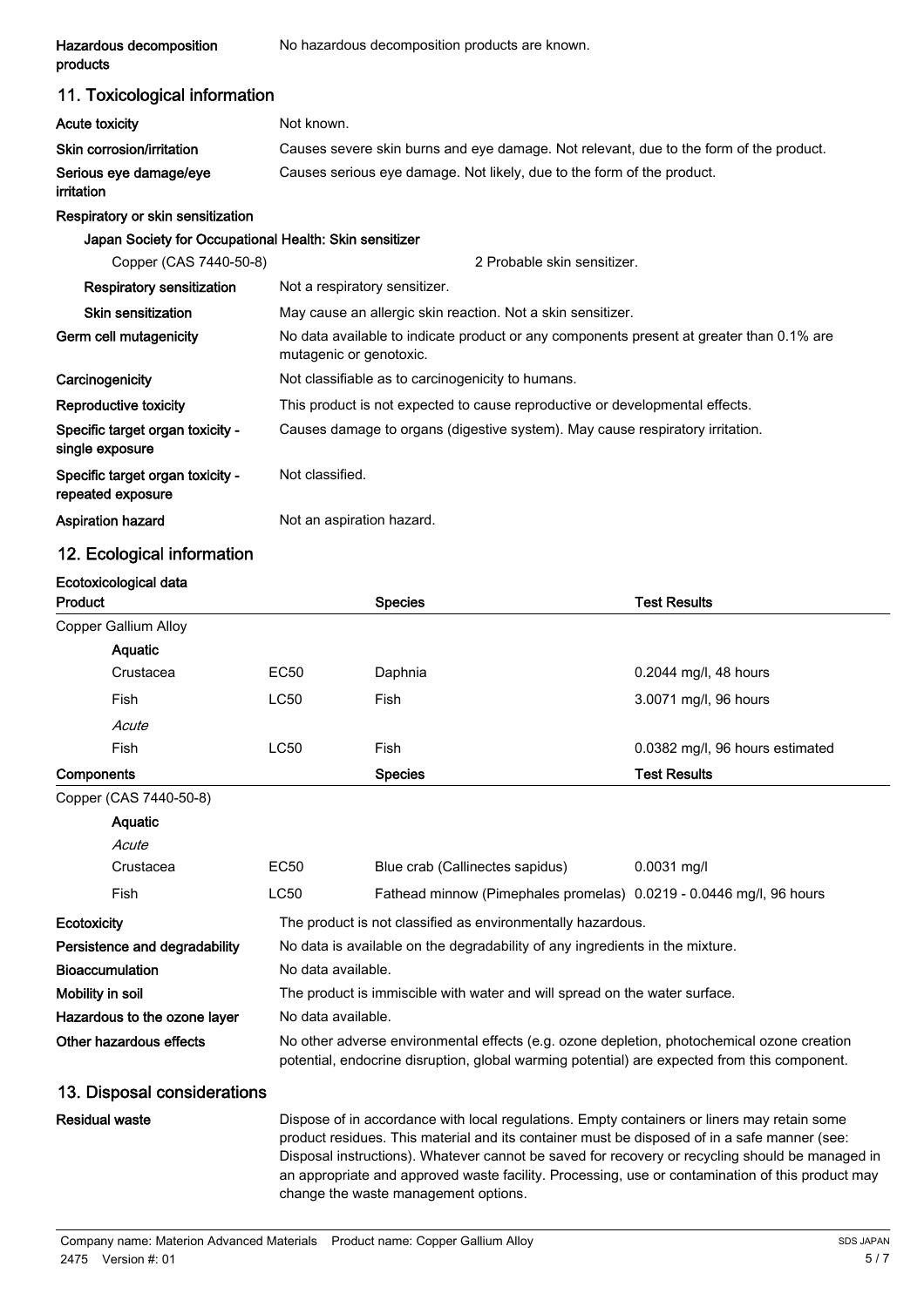| | |
|---|---|
| **Hazardous decomposition products** | No hazardous decomposition products are known. |

## 11. Toxicological information

| | |
|---|---|
| **Acute toxicity** | Not known. |
| **Skin corrosion/irritation** | Causes severe skin burns and eye damage. Not relevant, due to the form of the product. |
| **Serious eye damage/eye irritation** | Causes serious eye damage. Not likely, due to the form of the product. |

**Respiratory or skin sensitization**

**Japan Society for Occupational Health: Skin sensitizer**

| | |
|---|---|
| Copper (CAS 7440-50-8) | 2 Probable skin sensitizer. |
| **Respiratory sensitization** | Not a respiratory sensitizer. |
| **Skin sensitization** | May cause an allergic skin reaction. Not a skin sensitizer. |
| **Germ cell mutagenicity** | No data available to indicate product or any components present at greater than 0.1% are mutagenic or genotoxic. |
| **Carcinogenicity** | Not classifiable as to carcinogenicity to humans. |
| **Reproductive toxicity** | This product is not expected to cause reproductive or developmental effects. |
| **Specific target organ toxicity - single exposure** | Causes damage to organs (digestive system). May cause respiratory irritation. |
| **Specific target organ toxicity - repeated exposure** | Not classified. |
| **Aspiration hazard** | Not an aspiration hazard. |

## 12. Ecological information

**Ecotoxicological data**

| Product | | Species | Test Results |
|---|---|---|---|
| Copper Gallium Alloy | | | |
| **Aquatic** | | | |
| Crustacea | EC50 | Daphnia | 0.2044 mg/l, 48 hours |
| Fish | LC50 | Fish | 3.0071 mg/l, 96 hours |
| *Acute* | | | |
| Fish | LC50 | Fish | 0.0382 mg/l, 96 hours estimated |

| Components | | Species | Test Results |
|---|---|---|---|
| Copper (CAS 7440-50-8) | | | |
| **Aquatic** | | | |
| *Acute* | | | |
| Crustacea | EC50 | Blue crab (Callinectes sapidus) | 0.0031 mg/l |
| Fish | LC50 | Fathead minnow (Pimephales promelas) | 0.0219 - 0.0446 mg/l, 96 hours |

| | |
|---|---|
| **Ecotoxicity** | The product is not classified as environmentally hazardous. |
| **Persistence and degradability** | No data is available on the degradability of any ingredients in the mixture. |
| **Bioaccumulation** | No data available. |
| **Mobility in soil** | The product is immiscible with water and will spread on the water surface. |
| **Hazardous to the ozone layer** | No data available. |
| **Other hazardous effects** | No other adverse environmental effects (e.g. ozone depletion, photochemical ozone creation potential, endocrine disruption, global warming potential) are expected from this component. |

## 13. Disposal considerations

| | |
|---|---|
| **Residual waste** | Dispose of in accordance with local regulations. Empty containers or liners may retain some product residues. This material and its container must be disposed of in a safe manner (see: Disposal instructions). Whatever cannot be saved for recovery or recycling should be managed in an appropriate and approved waste facility. Processing, use or contamination of this product may change the waste management options. |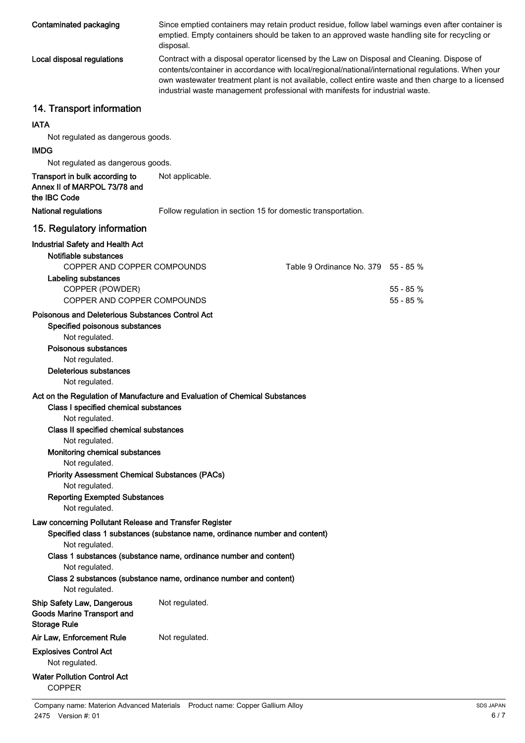**Contaminated packaging** Since emptied containers may retain product residue, follow label warnings even after container is emptied. Empty containers should be taken to an approved waste handling site for recycling or disposal.

**Local disposal regulations** Contract with a disposal operator licensed by the Law on Disposal and Cleaning. Dispose of contents/container in accordance with local/regional/national/international regulations. When your own wastewater treatment plant is not available, collect entire waste and then charge to a licensed industrial waste management professional with manifests for industrial waste.

## 14. Transport information

**IATA**

Not regulated as dangerous goods.

**IMDG**

Not regulated as dangerous goods.

**Transport in bulk according to Annex II of MARPOL 73/78 and the IBC Code** Not applicable.

**National regulations** Follow regulation in section 15 for domestic transportation.

## 15. Regulatory information

**Industrial Safety and Health Act**

**Notifiable substances**

| | | |
|---|---|---|
| COPPER AND COPPER COMPOUNDS | Table 9 Ordinance No. 379 | 55 - 85 % |

**Labeling substances**

| | |
|---|---|
| COPPER (POWDER) | 55 - 85 % |
| COPPER AND COPPER COMPOUNDS | 55 - 85 % |

**Poisonous and Deleterious Substances Control Act**

**Specified poisonous substances**

Not regulated.

**Poisonous substances**

Not regulated.

**Deleterious substances**

Not regulated.

**Act on the Regulation of Manufacture and Evaluation of Chemical Substances**

**Class I specified chemical substances**

Not regulated.

**Class II specified chemical substances**

Not regulated.

**Monitoring chemical substances**

Not regulated.

**Priority Assessment Chemical Substances (PACs)**

Not regulated.

**Reporting Exempted Substances**

Not regulated.

**Law concerning Pollutant Release and Transfer Register**

**Specified class 1 substances (substance name, ordinance number and content)**

Not regulated.

**Class 1 substances (substance name, ordinance number and content)**

Not regulated.

**Class 2 substances (substance name, ordinance number and content)**

Not regulated.

**Ship Safety Law, Dangerous Goods Marine Transport and Storage Rule** Not regulated.

**Air Law, Enforcement Rule** Not regulated.

**Explosives Control Act**

Not regulated.

**Water Pollution Control Act**

COPPER

Company name: Materion Advanced Materials Product name: Copper Gallium Alloy

2475 Version #: 01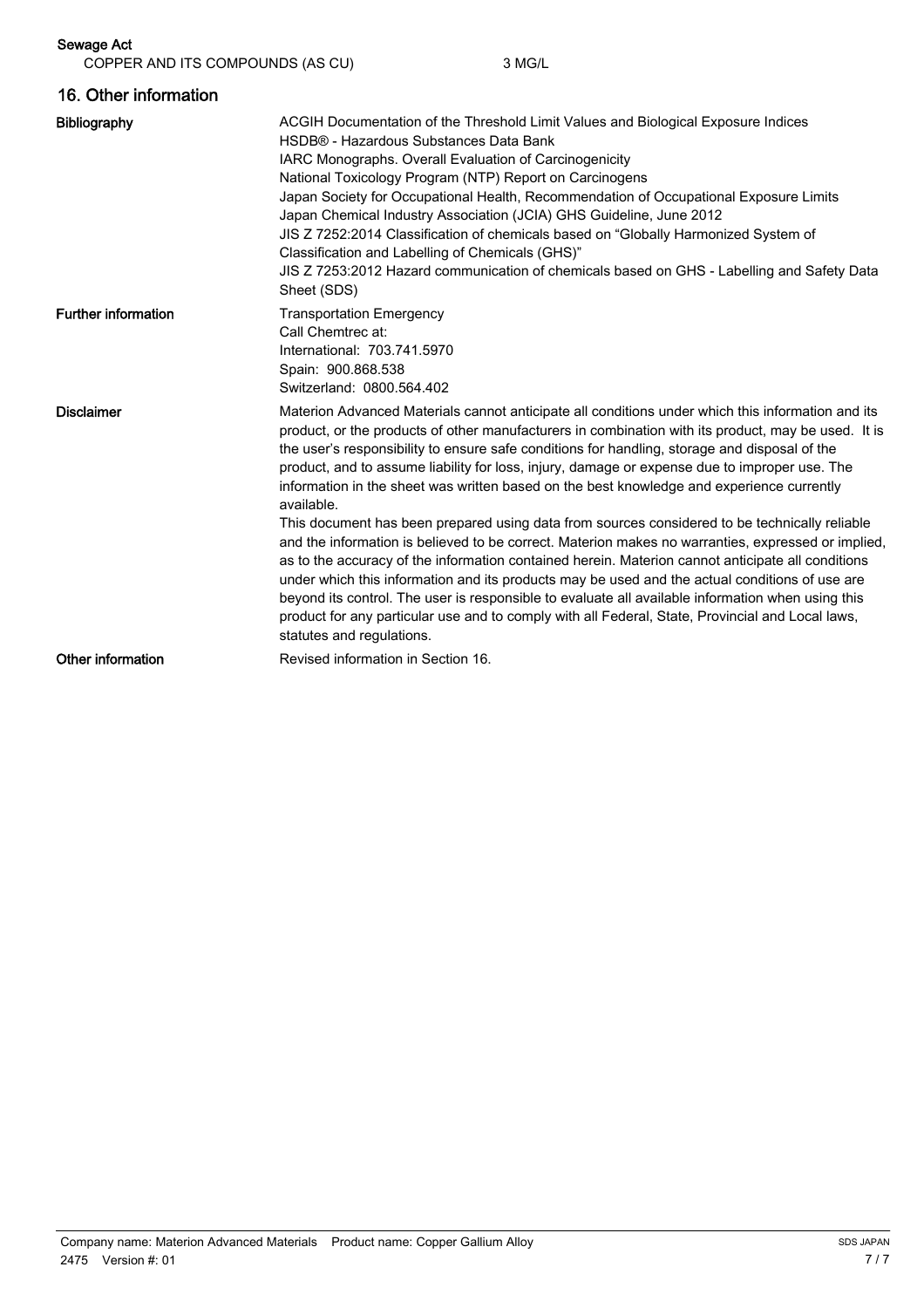**Sewage Act**

| | |
|---|---|
| COPPER AND ITS COMPOUNDS (AS CU) | 3 MG/L |

## 16. Other information

**Bibliography**

ACGIH Documentation of the Threshold Limit Values and Biological Exposure Indices
HSDB® - Hazardous Substances Data Bank
IARC Monographs. Overall Evaluation of Carcinogenicity
National Toxicology Program (NTP) Report on Carcinogens
Japan Society for Occupational Health, Recommendation of Occupational Exposure Limits
Japan Chemical Industry Association (JCIA) GHS Guideline, June 2012
JIS Z 7252:2014 Classification of chemicals based on "Globally Harmonized System of Classification and Labelling of Chemicals (GHS)"
JIS Z 7253:2012 Hazard communication of chemicals based on GHS - Labelling and Safety Data Sheet (SDS)

**Further information**

Transportation Emergency
Call Chemtrec at:
International: 703.741.5970
Spain: 900.868.538
Switzerland: 0800.564.402

**Disclaimer**

Materion Advanced Materials cannot anticipate all conditions under which this information and its product, or the products of other manufacturers in combination with its product, may be used. It is the user's responsibility to ensure safe conditions for handling, storage and disposal of the product, and to assume liability for loss, injury, damage or expense due to improper use. The information in the sheet was written based on the best knowledge and experience currently available.
This document has been prepared using data from sources considered to be technically reliable and the information is believed to be correct. Materion makes no warranties, expressed or implied, as to the accuracy of the information contained herein. Materion cannot anticipate all conditions under which this information and its products may be used and the actual conditions of use are beyond its control. The user is responsible to evaluate all available information when using this product for any particular use and to comply with all Federal, State, Provincial and Local laws, statutes and regulations.

**Other information**

Revised information in Section 16.